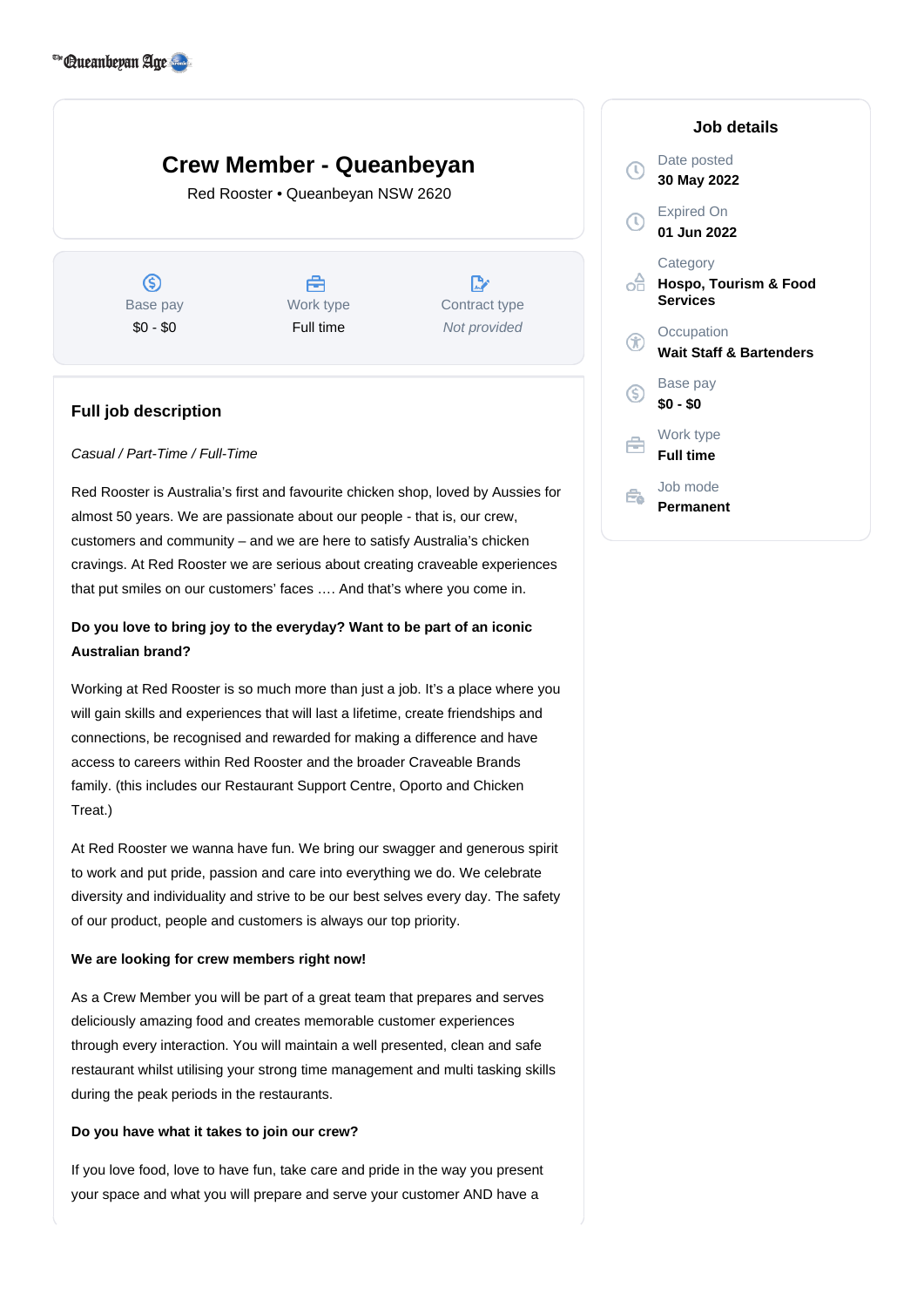The Queanbeyan Age

# Crew Member - Queanbeyan

Red Rooster • Queanbeyan NSW 2620

| Base pay | Work type | Contract type |
| --- | --- | --- |
| $0 - $0 | Full time | *Not provided* |

## Job details

Date posted
**30 May 2022**

Expired On
**01 Jun 2022**

Category
**Hospo, Tourism & Food Services**

Occupation
**Wait Staff & Bartenders**

Base pay
**$0 - $0**

Work type
**Full time**

Job mode
**Permanent**

## Full job description

*Casual / Part-Time / Full-Time*

Red Rooster is Australia's first and favourite chicken shop, loved by Aussies for almost 50 years. We are passionate about our people - that is, our crew, customers and community – and we are here to satisfy Australia's chicken cravings. At Red Rooster we are serious about creating craveable experiences that put smiles on our customers' faces …. And that's where you come in.

**Do you love to bring joy to the everyday? Want to be part of an iconic Australian brand?**

Working at Red Rooster is so much more than just a job. It's a place where you will gain skills and experiences that will last a lifetime, create friendships and connections, be recognised and rewarded for making a difference and have access to careers within Red Rooster and the broader Craveable Brands family. (this includes our Restaurant Support Centre, Oporto and Chicken Treat.)

At Red Rooster we wanna have fun. We bring our swagger and generous spirit to work and put pride, passion and care into everything we do. We celebrate diversity and individuality and strive to be our best selves every day. The safety of our product, people and customers is always our top priority.

**We are looking for crew members right now!**

As a Crew Member you will be part of a great team that prepares and serves deliciously amazing food and creates memorable customer experiences through every interaction. You will maintain a well presented, clean and safe restaurant whilst utilising your strong time management and multi tasking skills during the peak periods in the restaurants.

**Do you have what it takes to join our crew?**

If you love food, love to have fun, take care and pride in the way you present your space and what you will prepare and serve your customer AND have a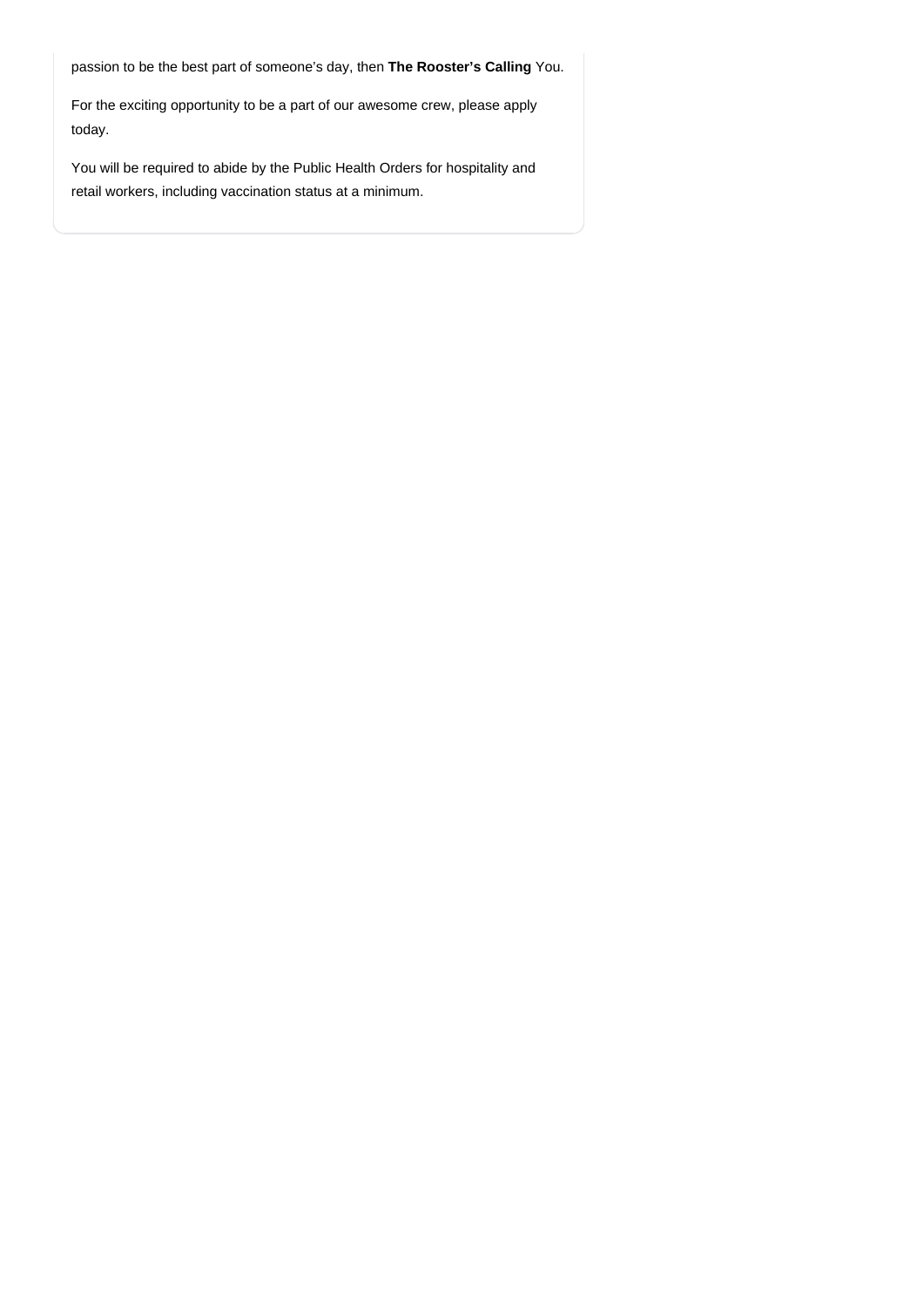passion to be the best part of someone's day, then **The Rooster's Calling** You.

For the exciting opportunity to be a part of our awesome crew, please apply today.

You will be required to abide by the Public Health Orders for hospitality and retail workers, including vaccination status at a minimum.